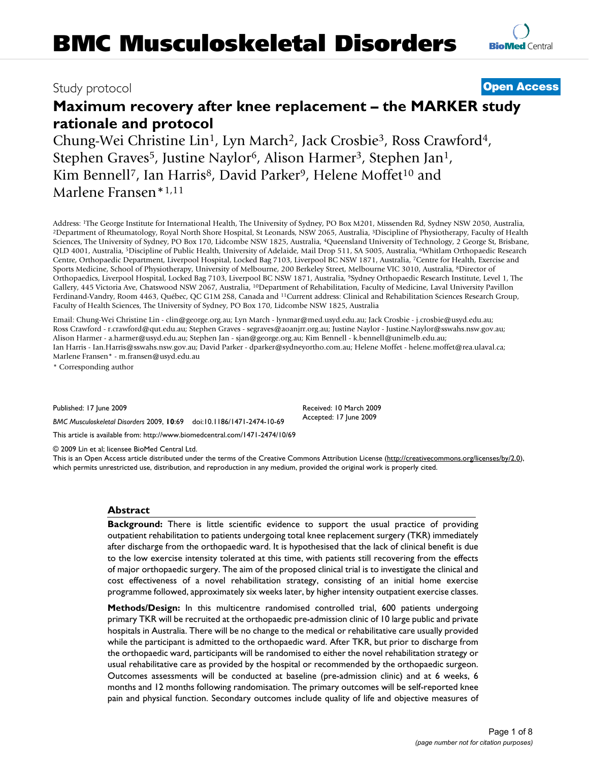# BMC Musculoskeletal Disorders

Study protocol **Open Access**

# Maximum recovery after knee replacement – the MARKER study rationale and protocol

Chung-Wei Christine Lin[1], Lyn March[2], Jack Crosbie[3], Ross Crawford[4], Stephen Graves[5], Justine Naylor[6], Alison Harmer[3], Stephen Jan[1], Kim Bennell[7], Ian Harris[8], David Parker[9], Helene Moffet[10] and Marlene Fransen*[1,11]

Address: [1]The George Institute for International Health, The University of Sydney, PO Box M201, Missenden Rd, Sydney NSW 2050, Australia, [2]Department of Rheumatology, Royal North Shore Hospital, St Leonards, NSW 2065, Australia, [3]Discipline of Physiotherapy, Faculty of Health Sciences, The University of Sydney, PO Box 170, Lidcombe NSW 1825, Australia, [4]Queensland University of Technology, 2 George St, Brisbane, QLD 4001, Australia, [5]Discipline of Public Health, University of Adelaide, Mail Drop 511, SA 5005, Australia, [6]Whitlam Orthopaedic Research Centre, Orthopaedic Department, Liverpool Hospital, Locked Bag 7103, Liverpool BC NSW 1871, Australia, [7]Centre for Health, Exercise and Sports Medicine, School of Physiotherapy, University of Melbourne, 200 Berkeley Street, Melbourne VIC 3010, Australia, [8]Director of Orthopaedics, Liverpool Hospital, Locked Bag 7103, Liverpool BC NSW 1871, Australia, [9]Sydney Orthopaedic Research Institute, Level 1, The Gallery, 445 Victoria Ave, Chatswood NSW 2067, Australia, [10]Department of Rehabilitation, Faculty of Medicine, Laval University Pavillon Ferdinand-Vandry, Room 4463, Québec, QC G1M 2S8, Canada and [11]Current address: Clinical and Rehabilitation Sciences Research Group, Faculty of Health Sciences, The University of Sydney, PO Box 170, Lidcombe NSW 1825, Australia

Email: Chung-Wei Christine Lin - clin@george.org.au; Lyn March - lynmar@med.usyd.edu.au; Jack Crosbie - j.crosbie@usyd.edu.au; Ross Crawford - r.crawford@qut.edu.au; Stephen Graves - segraves@aoanjrr.org.au; Justine Naylor - Justine.Naylor@sswahs.nsw.gov.au; Alison Harmer - a.harmer@usyd.edu.au; Stephen Jan - sjan@george.org.au; Kim Bennell - k.bennell@unimelb.edu.au; Ian Harris - Ian.Harris@sswahs.nsw.gov.au; David Parker - dparker@sydneyortho.com.au; Helene Moffet - helene.moffet@rea.ulaval.ca; Marlene Fransen* - m.fransen@usyd.edu.au

\* Corresponding author

Published: 17 June 2009

*BMC Musculoskeletal Disorders* 2009, **10**:69 doi:10.1186/1471-2474-10-69

Received: 10 March 2009
Accepted: 17 June 2009

This article is available from: http://www.biomedcentral.com/1471-2474/10/69

© 2009 Lin et al; licensee BioMed Central Ltd.

This is an Open Access article distributed under the terms of the Creative Commons Attribution License (http://creativecommons.org/licenses/by/2.0), which permits unrestricted use, distribution, and reproduction in any medium, provided the original work is properly cited.

## Abstract

**Background:** There is little scientific evidence to support the usual practice of providing outpatient rehabilitation to patients undergoing total knee replacement surgery (TKR) immediately after discharge from the orthopaedic ward. It is hypothesised that the lack of clinical benefit is due to the low exercise intensity tolerated at this time, with patients still recovering from the effects of major orthopaedic surgery. The aim of the proposed clinical trial is to investigate the clinical and cost effectiveness of a novel rehabilitation strategy, consisting of an initial home exercise programme followed, approximately six weeks later, by higher intensity outpatient exercise classes.

**Methods/Design:** In this multicentre randomised controlled trial, 600 patients undergoing primary TKR will be recruited at the orthopaedic pre-admission clinic of 10 large public and private hospitals in Australia. There will be no change to the medical or rehabilitative care usually provided while the participant is admitted to the orthopaedic ward. After TKR, but prior to discharge from the orthopaedic ward, participants will be randomised to either the novel rehabilitation strategy or usual rehabilitative care as provided by the hospital or recommended by the orthopaedic surgeon. Outcomes assessments will be conducted at baseline (pre-admission clinic) and at 6 weeks, 6 months and 12 months following randomisation. The primary outcomes will be self-reported knee pain and physical function. Secondary outcomes include quality of life and objective measures of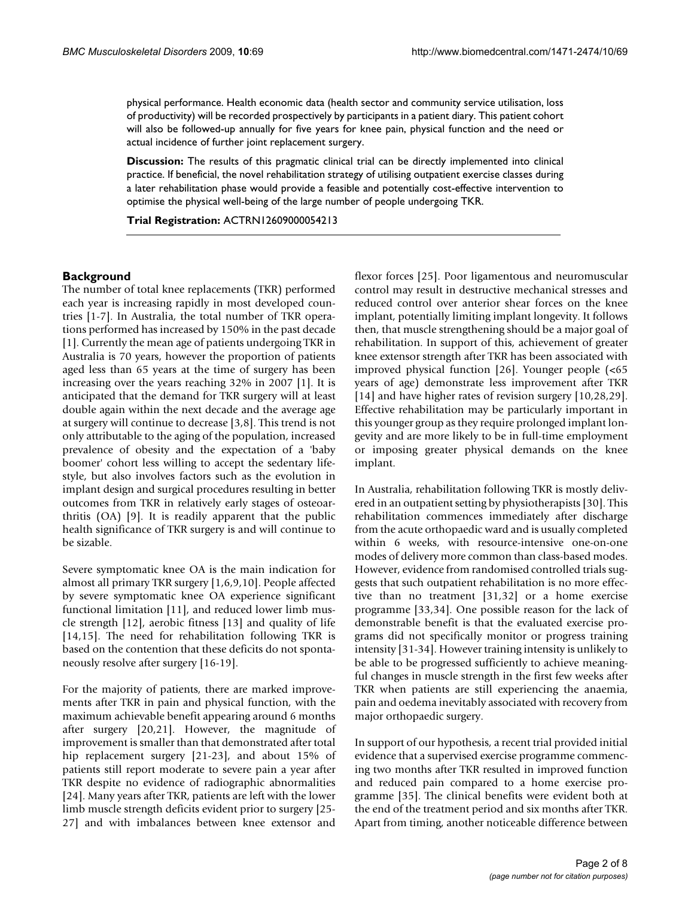physical performance. Health economic data (health sector and community service utilisation, loss of productivity) will be recorded prospectively by participants in a patient diary. This patient cohort will also be followed-up annually for five years for knee pain, physical function and the need or actual incidence of further joint replacement surgery.

**Discussion:** The results of this pragmatic clinical trial can be directly implemented into clinical practice. If beneficial, the novel rehabilitation strategy of utilising outpatient exercise classes during a later rehabilitation phase would provide a feasible and potentially cost-effective intervention to optimise the physical well-being of the large number of people undergoing TKR.

**Trial Registration:** ACTRN12609000054213

## Background

The number of total knee replacements (TKR) performed each year is increasing rapidly in most developed countries [1-7]. In Australia, the total number of TKR operations performed has increased by 150% in the past decade [1]. Currently the mean age of patients undergoing TKR in Australia is 70 years, however the proportion of patients aged less than 65 years at the time of surgery has been increasing over the years reaching 32% in 2007 [1]. It is anticipated that the demand for TKR surgery will at least double again within the next decade and the average age at surgery will continue to decrease [3,8]. This trend is not only attributable to the aging of the population, increased prevalence of obesity and the expectation of a 'baby boomer' cohort less willing to accept the sedentary lifestyle, but also involves factors such as the evolution in implant design and surgical procedures resulting in better outcomes from TKR in relatively early stages of osteoarthritis (OA) [9]. It is readily apparent that the public health significance of TKR surgery is and will continue to be sizable.

Severe symptomatic knee OA is the main indication for almost all primary TKR surgery [1,6,9,10]. People affected by severe symptomatic knee OA experience significant functional limitation [11], and reduced lower limb muscle strength [12], aerobic fitness [13] and quality of life [14,15]. The need for rehabilitation following TKR is based on the contention that these deficits do not spontaneously resolve after surgery [16-19].

For the majority of patients, there are marked improvements after TKR in pain and physical function, with the maximum achievable benefit appearing around 6 months after surgery [20,21]. However, the magnitude of improvement is smaller than that demonstrated after total hip replacement surgery [21-23], and about 15% of patients still report moderate to severe pain a year after TKR despite no evidence of radiographic abnormalities [24]. Many years after TKR, patients are left with the lower limb muscle strength deficits evident prior to surgery [25-27] and with imbalances between knee extensor and flexor forces [25]. Poor ligamentous and neuromuscular control may result in destructive mechanical stresses and reduced control over anterior shear forces on the knee implant, potentially limiting implant longevity. It follows then, that muscle strengthening should be a major goal of rehabilitation. In support of this, achievement of greater knee extensor strength after TKR has been associated with improved physical function [26]. Younger people (<65 years of age) demonstrate less improvement after TKR [14] and have higher rates of revision surgery [10,28,29]. Effective rehabilitation may be particularly important in this younger group as they require prolonged implant longevity and are more likely to be in full-time employment or imposing greater physical demands on the knee implant.

In Australia, rehabilitation following TKR is mostly delivered in an outpatient setting by physiotherapists [30]. This rehabilitation commences immediately after discharge from the acute orthopaedic ward and is usually completed within 6 weeks, with resource-intensive one-on-one modes of delivery more common than class-based modes. However, evidence from randomised controlled trials suggests that such outpatient rehabilitation is no more effective than no treatment [31,32] or a home exercise programme [33,34]. One possible reason for the lack of demonstrable benefit is that the evaluated exercise programs did not specifically monitor or progress training intensity [31-34]. However training intensity is unlikely to be able to be progressed sufficiently to achieve meaningful changes in muscle strength in the first few weeks after TKR when patients are still experiencing the anaemia, pain and oedema inevitably associated with recovery from major orthopaedic surgery.

In support of our hypothesis, a recent trial provided initial evidence that a supervised exercise programme commencing two months after TKR resulted in improved function and reduced pain compared to a home exercise programme [35]. The clinical benefits were evident both at the end of the treatment period and six months after TKR. Apart from timing, another noticeable difference between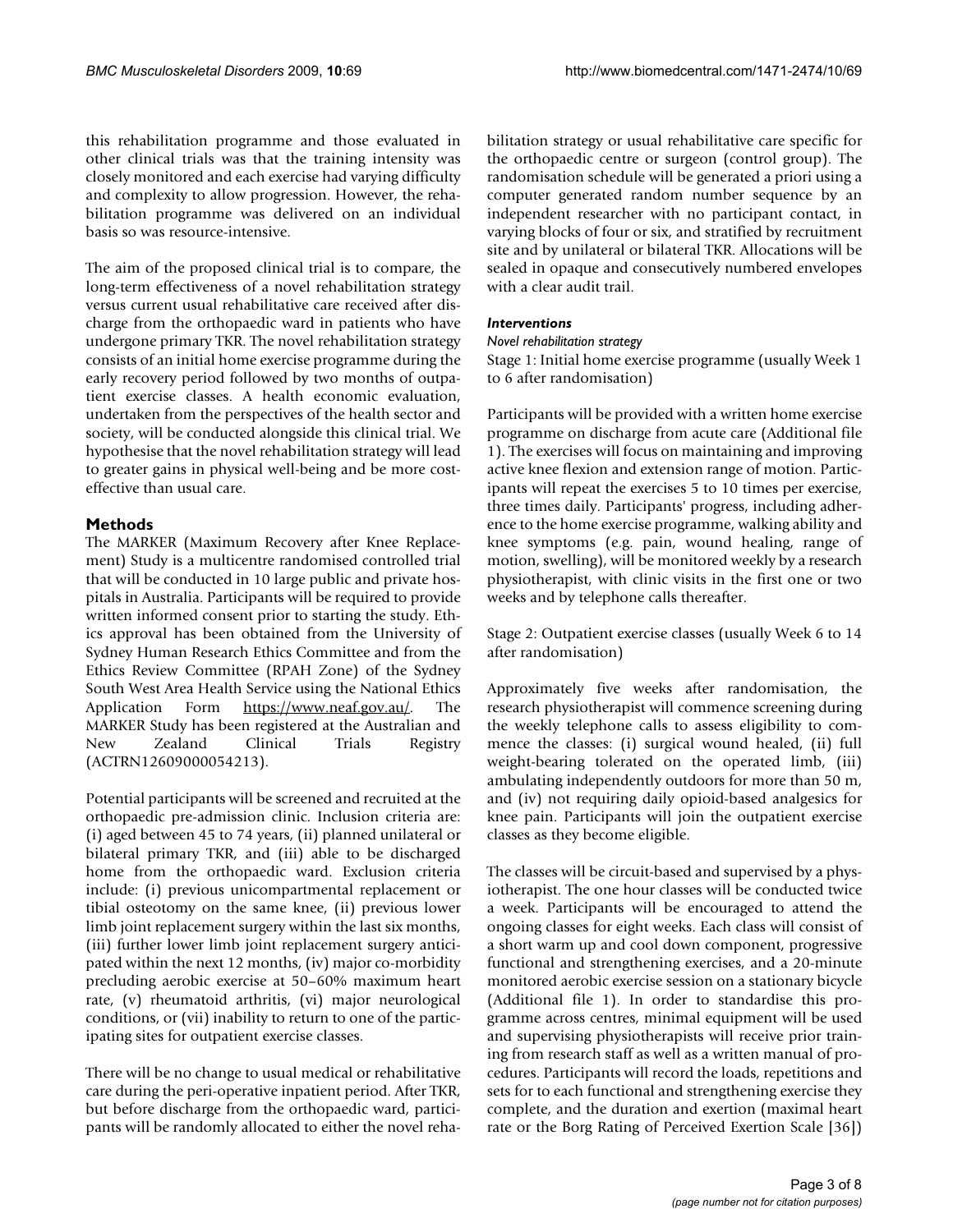this rehabilitation programme and those evaluated in other clinical trials was that the training intensity was closely monitored and each exercise had varying difficulty and complexity to allow progression. However, the rehabilitation programme was delivered on an individual basis so was resource-intensive.

The aim of the proposed clinical trial is to compare, the long-term effectiveness of a novel rehabilitation strategy versus current usual rehabilitative care received after discharge from the orthopaedic ward in patients who have undergone primary TKR. The novel rehabilitation strategy consists of an initial home exercise programme during the early recovery period followed by two months of outpatient exercise classes. A health economic evaluation, undertaken from the perspectives of the health sector and society, will be conducted alongside this clinical trial. We hypothesise that the novel rehabilitation strategy will lead to greater gains in physical well-being and be more cost-effective than usual care.

## Methods

The MARKER (Maximum Recovery after Knee Replacement) Study is a multicentre randomised controlled trial that will be conducted in 10 large public and private hospitals in Australia. Participants will be required to provide written informed consent prior to starting the study. Ethics approval has been obtained from the University of Sydney Human Research Ethics Committee and from the Ethics Review Committee (RPAH Zone) of the Sydney South West Area Health Service using the National Ethics Application Form https://www.neaf.gov.au/. The MARKER Study has been registered at the Australian and New Zealand Clinical Trials Registry (ACTRN12609000054213).

Potential participants will be screened and recruited at the orthopaedic pre-admission clinic. Inclusion criteria are: (i) aged between 45 to 74 years, (ii) planned unilateral or bilateral primary TKR, and (iii) able to be discharged home from the orthopaedic ward. Exclusion criteria include: (i) previous unicompartmental replacement or tibial osteotomy on the same knee, (ii) previous lower limb joint replacement surgery within the last six months, (iii) further lower limb joint replacement surgery anticipated within the next 12 months, (iv) major co-morbidity precluding aerobic exercise at 50–60% maximum heart rate, (v) rheumatoid arthritis, (vi) major neurological conditions, or (vii) inability to return to one of the participating sites for outpatient exercise classes.

There will be no change to usual medical or rehabilitative care during the peri-operative inpatient period. After TKR, but before discharge from the orthopaedic ward, participants will be randomly allocated to either the novel rehabilitation strategy or usual rehabilitative care specific for the orthopaedic centre or surgeon (control group). The randomisation schedule will be generated a priori using a computer generated random number sequence by an independent researcher with no participant contact, in varying blocks of four or six, and stratified by recruitment site and by unilateral or bilateral TKR. Allocations will be sealed in opaque and consecutively numbered envelopes with a clear audit trail.

### *Interventions*

#### *Novel rehabilitation strategy*

Stage 1: Initial home exercise programme (usually Week 1 to 6 after randomisation)

Participants will be provided with a written home exercise programme on discharge from acute care (Additional file 1). The exercises will focus on maintaining and improving active knee flexion and extension range of motion. Participants will repeat the exercises 5 to 10 times per exercise, three times daily. Participants' progress, including adherence to the home exercise programme, walking ability and knee symptoms (e.g. pain, wound healing, range of motion, swelling), will be monitored weekly by a research physiotherapist, with clinic visits in the first one or two weeks and by telephone calls thereafter.

Stage 2: Outpatient exercise classes (usually Week 6 to 14 after randomisation)

Approximately five weeks after randomisation, the research physiotherapist will commence screening during the weekly telephone calls to assess eligibility to commence the classes: (i) surgical wound healed, (ii) full weight-bearing tolerated on the operated limb, (iii) ambulating independently outdoors for more than 50 m, and (iv) not requiring daily opioid-based analgesics for knee pain. Participants will join the outpatient exercise classes as they become eligible.

The classes will be circuit-based and supervised by a physiotherapist. The one hour classes will be conducted twice a week. Participants will be encouraged to attend the ongoing classes for eight weeks. Each class will consist of a short warm up and cool down component, progressive functional and strengthening exercises, and a 20-minute monitored aerobic exercise session on a stationary bicycle (Additional file 1). In order to standardise this programme across centres, minimal equipment will be used and supervising physiotherapists will receive prior training from research staff as well as a written manual of procedures. Participants will record the loads, repetitions and sets for to each functional and strengthening exercise they complete, and the duration and exertion (maximal heart rate or the Borg Rating of Perceived Exertion Scale [36])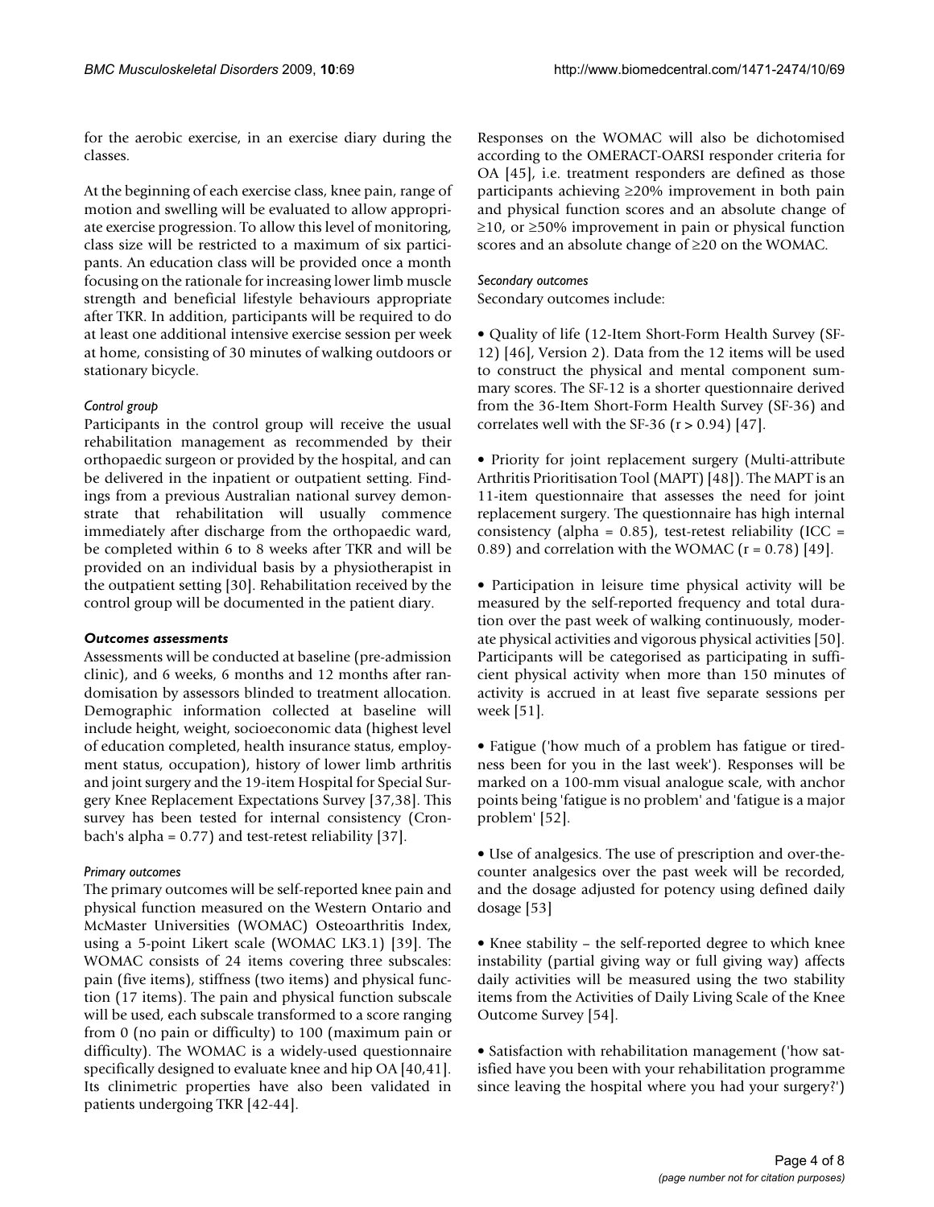for the aerobic exercise, in an exercise diary during the classes.

At the beginning of each exercise class, knee pain, range of motion and swelling will be evaluated to allow appropriate exercise progression. To allow this level of monitoring, class size will be restricted to a maximum of six participants. An education class will be provided once a month focusing on the rationale for increasing lower limb muscle strength and beneficial lifestyle behaviours appropriate after TKR. In addition, participants will be required to do at least one additional intensive exercise session per week at home, consisting of 30 minutes of walking outdoors or stationary bicycle.

*Control group*

Participants in the control group will receive the usual rehabilitation management as recommended by their orthopaedic surgeon or provided by the hospital, and can be delivered in the inpatient or outpatient setting. Findings from a previous Australian national survey demonstrate that rehabilitation will usually commence immediately after discharge from the orthopaedic ward, be completed within 6 to 8 weeks after TKR and will be provided on an individual basis by a physiotherapist in the outpatient setting [30]. Rehabilitation received by the control group will be documented in the patient diary.

***Outcomes assessments***

Assessments will be conducted at baseline (pre-admission clinic), and 6 weeks, 6 months and 12 months after randomisation by assessors blinded to treatment allocation. Demographic information collected at baseline will include height, weight, socioeconomic data (highest level of education completed, health insurance status, employment status, occupation), history of lower limb arthritis and joint surgery and the 19-item Hospital for Special Surgery Knee Replacement Expectations Survey [37,38]. This survey has been tested for internal consistency (Cronbach's alpha = 0.77) and test-retest reliability [37].

*Primary outcomes*

The primary outcomes will be self-reported knee pain and physical function measured on the Western Ontario and McMaster Universities (WOMAC) Osteoarthritis Index, using a 5-point Likert scale (WOMAC LK3.1) [39]. The WOMAC consists of 24 items covering three subscales: pain (five items), stiffness (two items) and physical function (17 items). The pain and physical function subscale will be used, each subscale transformed to a score ranging from 0 (no pain or difficulty) to 100 (maximum pain or difficulty). The WOMAC is a widely-used questionnaire specifically designed to evaluate knee and hip OA [40,41]. Its clinimetric properties have also been validated in patients undergoing TKR [42-44].

Responses on the WOMAC will also be dichotomised according to the OMERACT-OARSI responder criteria for OA [45], i.e. treatment responders are defined as those participants achieving ≥20% improvement in both pain and physical function scores and an absolute change of ≥10, or ≥50% improvement in pain or physical function scores and an absolute change of ≥20 on the WOMAC.

*Secondary outcomes*

Secondary outcomes include:

• Quality of life (12-Item Short-Form Health Survey (SF-12) [46], Version 2). Data from the 12 items will be used to construct the physical and mental component summary scores. The SF-12 is a shorter questionnaire derived from the 36-Item Short-Form Health Survey (SF-36) and correlates well with the SF-36 ($r > 0.94$) [47].

• Priority for joint replacement surgery (Multi-attribute Arthritis Prioritisation Tool (MAPT) [48]). The MAPT is an 11-item questionnaire that assesses the need for joint replacement surgery. The questionnaire has high internal consistency (alpha = 0.85), test-retest reliability (ICC = 0.89) and correlation with the WOMAC ($r = 0.78$) [49].

• Participation in leisure time physical activity will be measured by the self-reported frequency and total duration over the past week of walking continuously, moderate physical activities and vigorous physical activities [50]. Participants will be categorised as participating in sufficient physical activity when more than 150 minutes of activity is accrued in at least five separate sessions per week [51].

• Fatigue ('how much of a problem has fatigue or tiredness been for you in the last week'). Responses will be marked on a 100-mm visual analogue scale, with anchor points being 'fatigue is no problem' and 'fatigue is a major problem' [52].

• Use of analgesics. The use of prescription and over-the-counter analgesics over the past week will be recorded, and the dosage adjusted for potency using defined daily dosage [53]

• Knee stability – the self-reported degree to which knee instability (partial giving way or full giving way) affects daily activities will be measured using the two stability items from the Activities of Daily Living Scale of the Knee Outcome Survey [54].

• Satisfaction with rehabilitation management ('how satisfied have you been with your rehabilitation programme since leaving the hospital where you had your surgery?')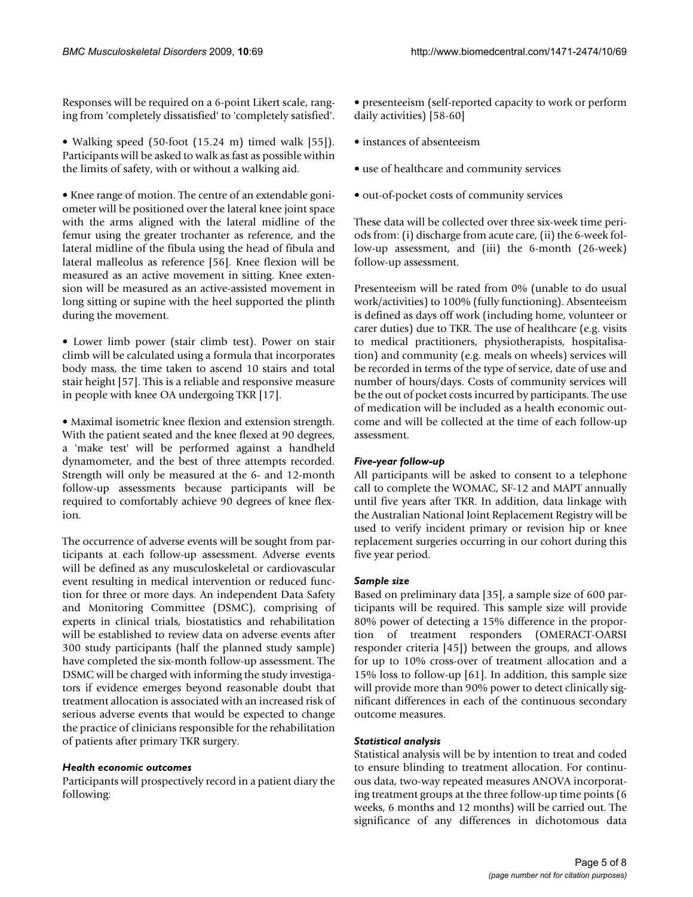Responses will be required on a 6-point Likert scale, ranging from 'completely dissatisfied' to 'completely satisfied'.

- Walking speed (50-foot (15.24 m) timed walk [55]). Participants will be asked to walk as fast as possible within the limits of safety, with or without a walking aid.

- Knee range of motion. The centre of an extendable goniometer will be positioned over the lateral knee joint space with the arms aligned with the lateral midline of the femur using the greater trochanter as reference, and the lateral midline of the fibula using the head of fibula and lateral malleolus as reference [56]. Knee flexion will be measured as an active movement in sitting. Knee extension will be measured as an active-assisted movement in long sitting or supine with the heel supported the plinth during the movement.

- Lower limb power (stair climb test). Power on stair climb will be calculated using a formula that incorporates body mass, the time taken to ascend 10 stairs and total stair height [57]. This is a reliable and responsive measure in people with knee OA undergoing TKR [17].

- Maximal isometric knee flexion and extension strength. With the patient seated and the knee flexed at 90 degrees, a 'make test' will be performed against a handheld dynamometer, and the best of three attempts recorded. Strength will only be measured at the 6- and 12-month follow-up assessments because participants will be required to comfortably achieve 90 degrees of knee flexion.

The occurrence of adverse events will be sought from participants at each follow-up assessment. Adverse events will be defined as any musculoskeletal or cardiovascular event resulting in medical intervention or reduced function for three or more days. An independent Data Safety and Monitoring Committee (DSMC), comprising of experts in clinical trials, biostatistics and rehabilitation will be established to review data on adverse events after 300 study participants (half the planned study sample) have completed the six-month follow-up assessment. The DSMC will be charged with informing the study investigators if evidence emerges beyond reasonable doubt that treatment allocation is associated with an increased risk of serious adverse events that would be expected to change the practice of clinicians responsible for the rehabilitation of patients after primary TKR surgery.

### *Health economic outcomes*

Participants will prospectively record in a patient diary the following:

- presenteeism (self-reported capacity to work or perform daily activities) [58-60]

- instances of absenteeism

- use of healthcare and community services

- out-of-pocket costs of community services

These data will be collected over three six-week time periods from: (i) discharge from acute care, (ii) the 6-week follow-up assessment, and (iii) the 6-month (26-week) follow-up assessment.

Presenteeism will be rated from 0% (unable to do usual work/activities) to 100% (fully functioning). Absenteeism is defined as days off work (including home, volunteer or carer duties) due to TKR. The use of healthcare (e.g. visits to medical practitioners, physiotherapists, hospitalisation) and community (e.g. meals on wheels) services will be recorded in terms of the type of service, date of use and number of hours/days. Costs of community services will be the out of pocket costs incurred by participants. The use of medication will be included as a health economic outcome and will be collected at the time of each follow-up assessment.

### *Five-year follow-up*

All participants will be asked to consent to a telephone call to complete the WOMAC, SF-12 and MAPT annually until five years after TKR. In addition, data linkage with the Australian National Joint Replacement Registry will be used to verify incident primary or revision hip or knee replacement surgeries occurring in our cohort during this five year period.

### *Sample size*

Based on preliminary data [35], a sample size of 600 participants will be required. This sample size will provide 80% power of detecting a 15% difference in the proportion of treatment responders (OMERACT-OARSI responder criteria [45]) between the groups, and allows for up to 10% cross-over of treatment allocation and a 15% loss to follow-up [61]. In addition, this sample size will provide more than 90% power to detect clinically significant differences in each of the continuous secondary outcome measures.

### *Statistical analysis*

Statistical analysis will be by intention to treat and coded to ensure blinding to treatment allocation. For continuous data, two-way repeated measures ANOVA incorporating treatment groups at the three follow-up time points (6 weeks, 6 months and 12 months) will be carried out. The significance of any differences in dichotomous data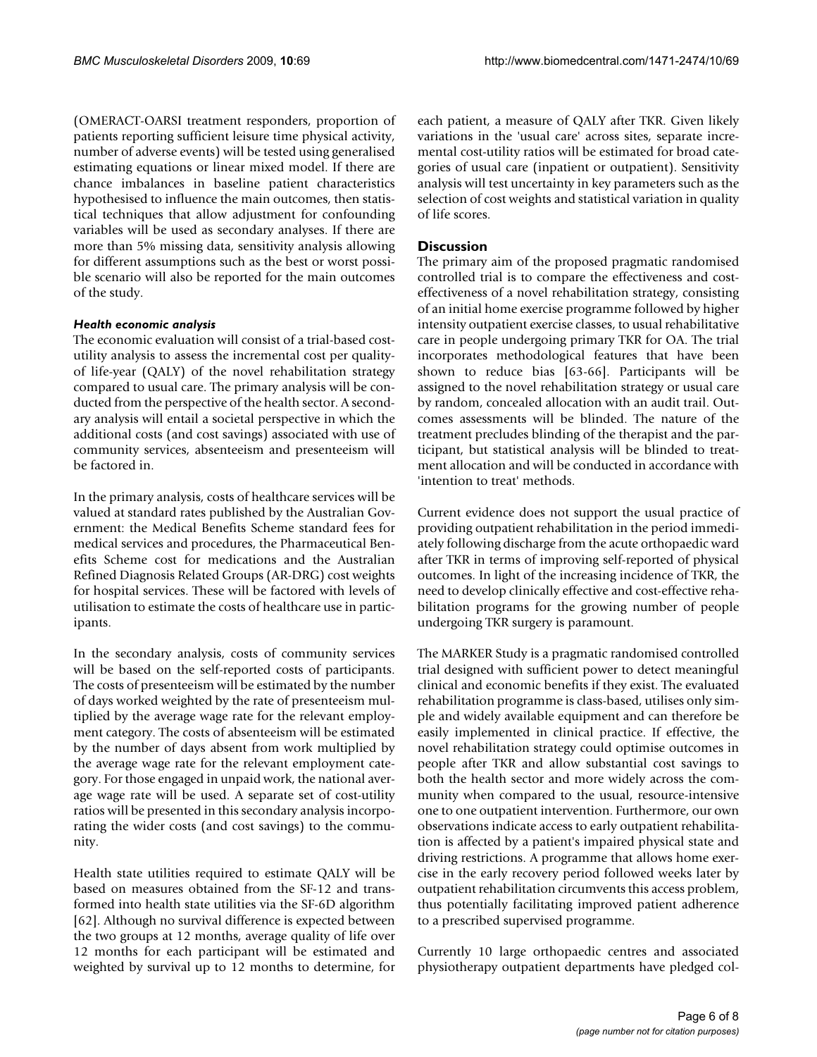(OMERACT-OARSI treatment responders, proportion of patients reporting sufficient leisure time physical activity, number of adverse events) will be tested using generalised estimating equations or linear mixed model. If there are chance imbalances in baseline patient characteristics hypothesised to influence the main outcomes, then statistical techniques that allow adjustment for confounding variables will be used as secondary analyses. If there are more than 5% missing data, sensitivity analysis allowing for different assumptions such as the best or worst possible scenario will also be reported for the main outcomes of the study.

#### *Health economic analysis*

The economic evaluation will consist of a trial-based cost-utility analysis to assess the incremental cost per quality-of life-year (QALY) of the novel rehabilitation strategy compared to usual care. The primary analysis will be conducted from the perspective of the health sector. A secondary analysis will entail a societal perspective in which the additional costs (and cost savings) associated with use of community services, absenteeism and presenteeism will be factored in.

In the primary analysis, costs of healthcare services will be valued at standard rates published by the Australian Government: the Medical Benefits Scheme standard fees for medical services and procedures, the Pharmaceutical Benefits Scheme cost for medications and the Australian Refined Diagnosis Related Groups (AR-DRG) cost weights for hospital services. These will be factored with levels of utilisation to estimate the costs of healthcare use in participants.

In the secondary analysis, costs of community services will be based on the self-reported costs of participants. The costs of presenteeism will be estimated by the number of days worked weighted by the rate of presenteeism multiplied by the average wage rate for the relevant employment category. The costs of absenteeism will be estimated by the number of days absent from work multiplied by the average wage rate for the relevant employment category. For those engaged in unpaid work, the national average wage rate will be used. A separate set of cost-utility ratios will be presented in this secondary analysis incorporating the wider costs (and cost savings) to the community.

Health state utilities required to estimate QALY will be based on measures obtained from the SF-12 and transformed into health state utilities via the SF-6D algorithm [62]. Although no survival difference is expected between the two groups at 12 months, average quality of life over 12 months for each participant will be estimated and weighted by survival up to 12 months to determine, for each patient, a measure of QALY after TKR. Given likely variations in the 'usual care' across sites, separate incremental cost-utility ratios will be estimated for broad categories of usual care (inpatient or outpatient). Sensitivity analysis will test uncertainty in key parameters such as the selection of cost weights and statistical variation in quality of life scores.

## Discussion

The primary aim of the proposed pragmatic randomised controlled trial is to compare the effectiveness and cost-effectiveness of a novel rehabilitation strategy, consisting of an initial home exercise programme followed by higher intensity outpatient exercise classes, to usual rehabilitative care in people undergoing primary TKR for OA. The trial incorporates methodological features that have been shown to reduce bias [63-66]. Participants will be assigned to the novel rehabilitation strategy or usual care by random, concealed allocation with an audit trail. Outcomes assessments will be blinded. The nature of the treatment precludes blinding of the therapist and the participant, but statistical analysis will be blinded to treatment allocation and will be conducted in accordance with 'intention to treat' methods.

Current evidence does not support the usual practice of providing outpatient rehabilitation in the period immediately following discharge from the acute orthopaedic ward after TKR in terms of improving self-reported of physical outcomes. In light of the increasing incidence of TKR, the need to develop clinically effective and cost-effective rehabilitation programs for the growing number of people undergoing TKR surgery is paramount.

The MARKER Study is a pragmatic randomised controlled trial designed with sufficient power to detect meaningful clinical and economic benefits if they exist. The evaluated rehabilitation programme is class-based, utilises only simple and widely available equipment and can therefore be easily implemented in clinical practice. If effective, the novel rehabilitation strategy could optimise outcomes in people after TKR and allow substantial cost savings to both the health sector and more widely across the community when compared to the usual, resource-intensive one to one outpatient intervention. Furthermore, our own observations indicate access to early outpatient rehabilitation is affected by a patient's impaired physical state and driving restrictions. A programme that allows home exercise in the early recovery period followed weeks later by outpatient rehabilitation circumvents this access problem, thus potentially facilitating improved patient adherence to a prescribed supervised programme.

Currently 10 large orthopaedic centres and associated physiotherapy outpatient departments have pledged col-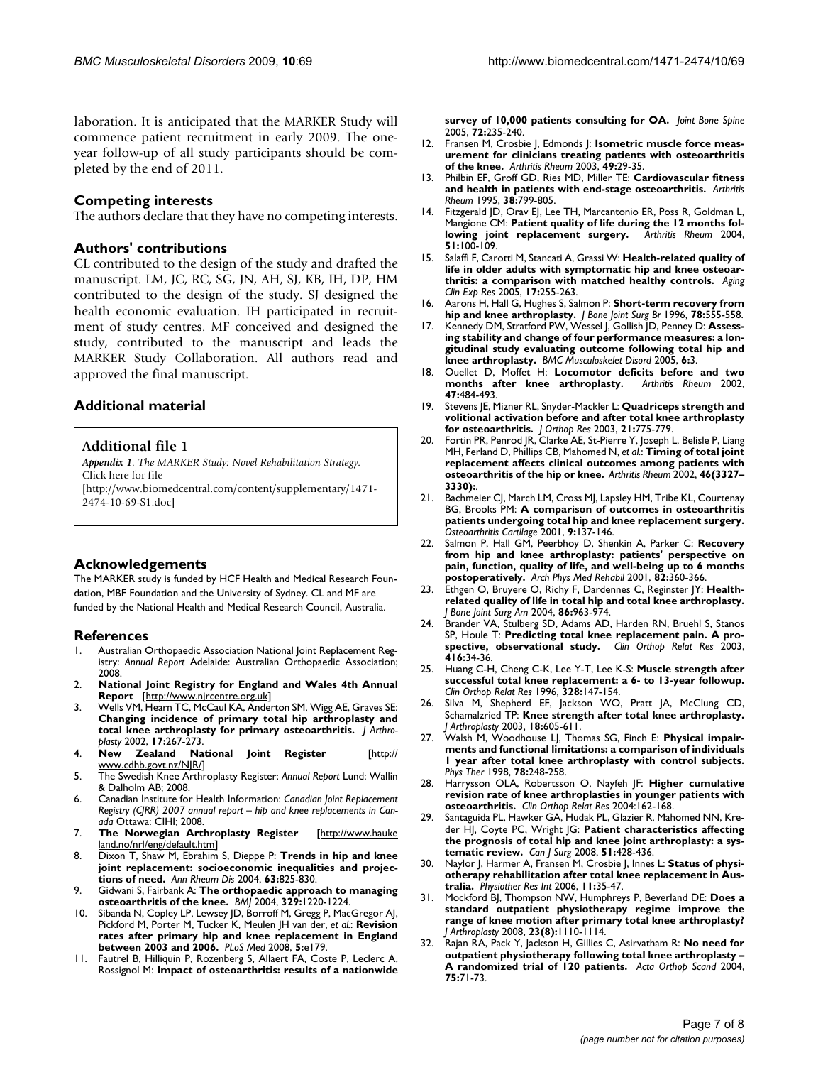laboration. It is anticipated that the MARKER Study will commence patient recruitment in early 2009. The one-year follow-up of all study participants should be completed by the end of 2011.

## Competing interests

The authors declare that they have no competing interests.

## Authors' contributions

CL contributed to the design of the study and drafted the manuscript. LM, JC, RC, SG, JN, AH, SJ, KB, IH, DP, HM contributed to the design of the study. SJ designed the health economic evaluation. IH participated in recruitment of study centres. MF conceived and designed the study, contributed to the manuscript and leads the MARKER Study Collaboration. All authors read and approved the final manuscript.

## Additional material

**Additional file 1**

*Appendix 1. The MARKER Study: Novel Rehabilitation Strategy.*
Click here for file
[http://www.biomedcentral.com/content/supplementary/1471-2474-10-69-S1.doc]

## Acknowledgements

The MARKER study is funded by HCF Health and Medical Research Foundation, MBF Foundation and the University of Sydney. CL and MF are funded by the National Health and Medical Research Council, Australia.

## References

1. Australian Orthopaedic Association National Joint Replacement Registry: *Annual Report* Adelaide: Australian Orthopaedic Association; 2008.
2. **National Joint Registry for England and Wales 4th Annual Report** [http://www.njrcentre.org.uk]
3. Wells VM, Hearn TC, McCaul KA, Anderton SM, Wigg AE, Graves SE: **Changing incidence of primary total hip arthroplasty and total knee arthroplasty for primary osteoarthritis.** *J Arthroplasty* 2002, **17:**267-273.
4. **New Zealand National Joint Register** [http://www.cdhb.govt.nz/NJR/]
5. The Swedish Knee Arthroplasty Register: *Annual Report* Lund: Wallin & Dalholm AB; 2008.
6. Canadian Institute for Health Information: *Canadian Joint Replacement Registry (CJRR) 2007 annual report – hip and knee replacements in Canada* Ottawa: CIHI; 2008.
7. **The Norwegian Arthroplasty Register** [http://www.haukeland.no/nrl/eng/default.htm]
8. Dixon T, Shaw M, Ebrahim S, Dieppe P: **Trends in hip and knee joint replacement: socioeconomic inequalities and projections of need.** *Ann Rheum Dis* 2004, **63:**825-830.
9. Gidwani S, Fairbank A: **The orthopaedic approach to managing osteoarthritis of the knee.** *BMJ* 2004, **329:**1220-1224.
10. Sibanda N, Copley LP, Lewsey JD, Borroff M, Gregg P, MacGregor AJ, Pickford M, Porter M, Tucker K, Meulen JH van der, *et al.*: **Revision rates after primary hip and knee replacement in England between 2003 and 2006.** *PLoS Med* 2008, **5:**e179.
11. Fautrel B, Hilliquin P, Rozenberg S, Allaert FA, Coste P, Leclerc A, Rossignol M: **Impact of osteoarthritis: results of a nationwide survey of 10,000 patients consulting for OA.** *Joint Bone Spine* 2005, **72:**235-240.
12. Fransen M, Crosbie J, Edmonds J: **Isometric muscle force measurement for clinicians treating patients with osteoarthritis of the knee.** *Arthritis Rheum* 2003, **49:**29-35.
13. Philbin EF, Groff GD, Ries MD, Miller TE: **Cardiovascular fitness and health in patients with end-stage osteoarthritis.** *Arthritis Rheum* 1995, **38:**799-805.
14. Fitzgerald JD, Orav EJ, Lee TH, Marcantonio ER, Poss R, Goldman L, Mangione CM: **Patient quality of life during the 12 months following joint replacement surgery.** *Arthritis Rheum* 2004, **51:**100-109.
15. Salaffi F, Carotti M, Stancati A, Grassi W: **Health-related quality of life in older adults with symptomatic hip and knee osteoarthritis: a comparison with matched healthy controls.** *Aging Clin Exp Res* 2005, **17:**255-263.
16. Aarons H, Hall G, Hughes S, Salmon P: **Short-term recovery from hip and knee arthroplasty.** *J Bone Joint Surg Br* 1996, **78:**555-558.
17. Kennedy DM, Stratford PW, Wessel J, Gollish JD, Penney D: **Assessing stability and change of four performance measures: a longitudinal study evaluating outcome following total hip and knee arthroplasty.** *BMC Musculoskelet Disord* 2005, **6:**3.
18. Ouellet D, Moffet H: **Locomotor deficits before and two months after knee arthroplasty.** *Arthritis Rheum* 2002, **47:**484-493.
19. Stevens JE, Mizner RL, Snyder-Mackler L: **Quadriceps strength and volitional activation before and after total knee arthroplasty for osteoarthritis.** *J Orthop Res* 2003, **21:**775-779.
20. Fortin PR, Penrod JR, Clarke AE, St-Pierre Y, Joseph L, Belisle P, Liang MH, Ferland D, Phillips CB, Mahomed N, *et al.*: **Timing of total joint replacement affects clinical outcomes among patients with osteoarthritis of the hip or knee.** *Arthritis Rheum* 2002, **46(3327–3330):**.
21. Bachmeier CJ, March LM, Cross MJ, Lapsley HM, Tribe KL, Courtenay BG, Brooks PM: **A comparison of outcomes in osteoarthritis patients undergoing total hip and knee replacement surgery.** *Osteoarthritis Cartilage* 2001, **9:**137-146.
22. Salmon P, Hall GM, Peerbhoy D, Shenkin A, Parker C: **Recovery from hip and knee arthroplasty: patients' perspective on pain, function, quality of life, and well-being up to 6 months postoperatively.** *Arch Phys Med Rehabil* 2001, **82:**360-366.
23. Ethgen O, Bruyere O, Richy F, Dardennes C, Reginster JY: **Health-related quality of life in total hip and total knee arthroplasty.** *J Bone Joint Surg Am* 2004, **86:**963-974.
24. Brander VA, Stulberg SD, Adams AD, Harden RN, Bruehl S, Stanos SP, Houle T: **Predicting total knee replacement pain. A prospective, observational study.** *Clin Orthop Relat Res* 2003, **416:**34-36.
25. Huang C-H, Cheng C-K, Lee Y-T, Lee K-S: **Muscle strength after successful total knee replacement: a 6- to 13-year followup.** *Clin Orthop Relat Res* 1996, **328:**147-154.
26. Silva M, Shepherd EF, Jackson WO, Pratt JA, McClung CD, Schamalzried TP: **Knee strength after total knee arthroplasty.** *J Arthroplasty* 2003, **18:**605-611.
27. Walsh M, Woodhouse LJ, Thomas SG, Finch E: **Physical impairments and functional limitations: a comparison of individuals 1 year after total knee arthroplasty with control subjects.** *Phys Ther* 1998, **78:**248-258.
28. Harrysson OLA, Robertsson O, Nayfeh JF: **Higher cumulative revision rate of knee arthroplasties in younger patients with osteoarthritis.** *Clin Orthop Relat Res* 2004:162-168.
29. Santaguida PL, Hawker GA, Hudak PL, Glazier R, Mahomed NN, Kreder HJ, Coyte PC, Wright JG: **Patient characteristics affecting the prognosis of total hip and knee joint arthroplasty: a systematic review.** *Can J Surg* 2008, **51:**428-436.
30. Naylor J, Harmer A, Fransen M, Crosbie J, Innes L: **Status of physiotherapy rehabilitation after total knee replacement in Australia.** *Physiother Res Int* 2006, **11:**35-47.
31. Mockford BJ, Thompson NW, Humphreys P, Beverland DE: **Does a standard outpatient physiotherapy regime improve the range of knee motion after primary total knee arthroplasty?** *J Arthroplasty* 2008, **23(8):**1110-1114.
32. Rajan RA, Pack Y, Jackson H, Gillies C, Asirvatham R: **No need for outpatient physiotherapy following total knee arthroplasty – A randomized trial of 120 patients.** *Acta Orthop Scand* 2004, **75:**71-73.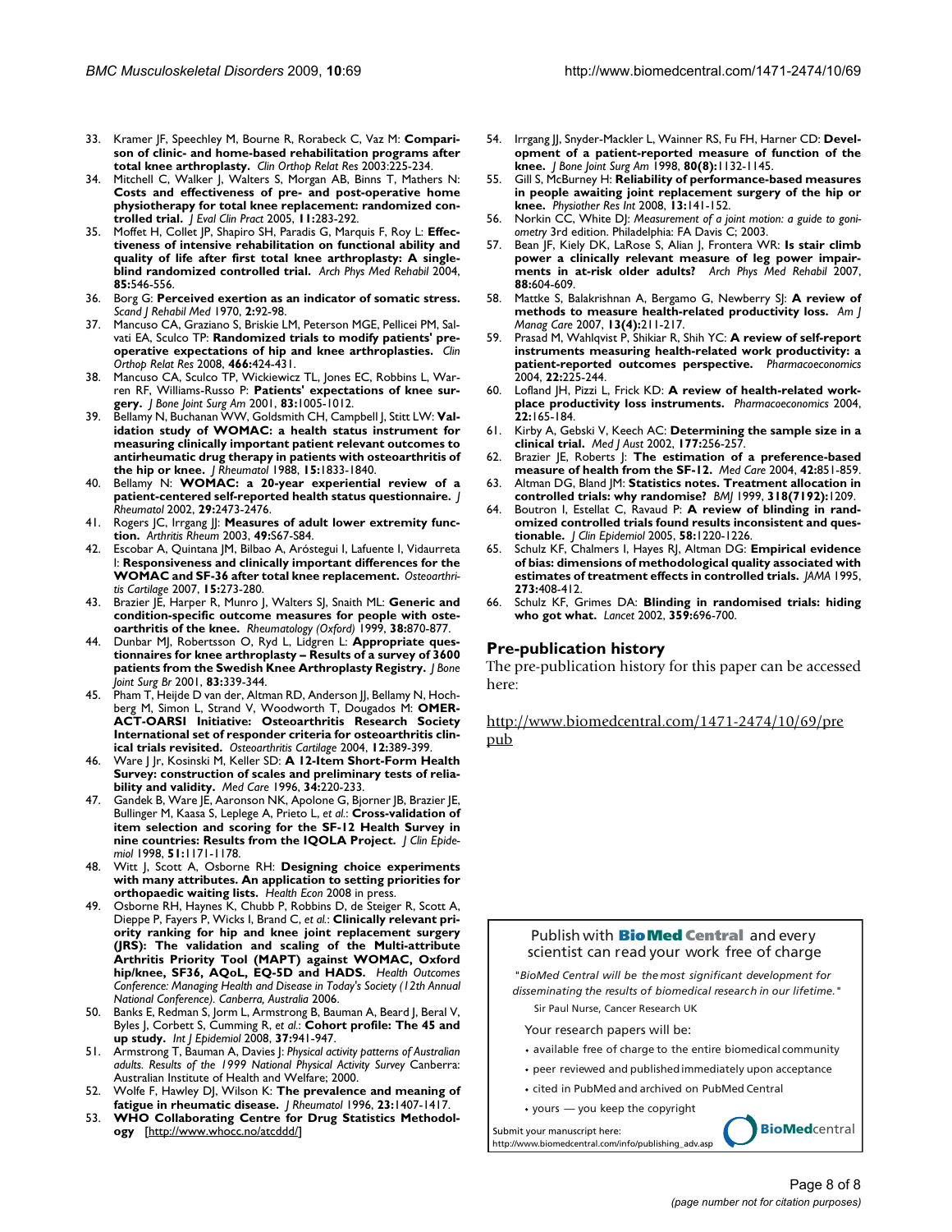33. Kramer JF, Speechley M, Bourne R, Rorabeck C, Vaz M: **Comparison of clinic- and home-based rehabilitation programs after total knee arthroplasty.** *Clin Orthop Relat Res* 2003:225-234.
34. Mitchell C, Walker J, Walters S, Morgan AB, Binns T, Mathers N: **Costs and effectiveness of pre- and post-operative home physiotherapy for total knee replacement: randomized controlled trial.** *J Eval Clin Pract* 2005, **11:**283-292.
35. Moffet H, Collet JP, Shapiro SH, Paradis G, Marquis F, Roy L: **Effectiveness of intensive rehabilitation on functional ability and quality of life after first total knee arthroplasty: A single-blind randomized controlled trial.** *Arch Phys Med Rehabil* 2004, **85:**546-556.
36. Borg G: **Perceived exertion as an indicator of somatic stress.** *Scand J Rehabil Med* 1970, **2:**92-98.
37. Mancuso CA, Graziano S, Briskie LM, Peterson MGE, Pellicei PM, Salvati EA, Sculco TP: **Randomized trials to modify patients' preoperative expectations of hip and knee arthroplasties.** *Clin Orthop Relat Res* 2008, **466:**424-431.
38. Mancuso CA, Sculco TP, Wickiewicz TL, Jones EC, Robbins L, Warren RF, Williams-Russo P: **Patients' expectations of knee surgery.** *J Bone Joint Surg Am* 2001, **83:**1005-1012.
39. Bellamy N, Buchanan WW, Goldsmith CH, Campbell J, Stitt LW: **Validation study of WOMAC: a health status instrument for measuring clinically important patient relevant outcomes to antirheumatic drug therapy in patients with osteoarthritis of the hip or knee.** *J Rheumatol* 1988, **15:**1833-1840.
40. Bellamy N: **WOMAC: a 20-year experiential review of a patient-centered self-reported health status questionnaire.** *J Rheumatol* 2002, **29:**2473-2476.
41. Rogers JC, Irrgang JJ: **Measures of adult lower extremity function.** *Arthritis Rheum* 2003, **49:**S67-S84.
42. Escobar A, Quintana JM, Bilbao A, Aróstegui I, Lafuente I, Vidaurreta I: **Responsiveness and clinically important differences for the WOMAC and SF-36 after total knee replacement.** *Osteoarthritis Cartilage* 2007, **15:**273-280.
43. Brazier JE, Harper R, Munro J, Walters SJ, Snaith ML: **Generic and condition-specific outcome measures for people with osteoarthritis of the knee.** *Rheumatology (Oxford)* 1999, **38:**870-877.
44. Dunbar MJ, Robertsson O, Ryd L, Lidgren L: **Appropriate questionnaires for knee arthroplasty – Results of a survey of 3600 patients from the Swedish Knee Arthroplasty Registry.** *J Bone Joint Surg Br* 2001, **83:**339-344.
45. Pham T, Heijde D van der, Altman RD, Anderson JJ, Bellamy N, Hochberg M, Simon L, Strand V, Woodworth T, Dougados M: **OMERACT-OARSI Initiative: Osteoarthritis Research Society International set of responder criteria for osteoarthritis clinical trials revisited.** *Osteoarthritis Cartilage* 2004, **12:**389-399.
46. Ware J Jr, Kosinski M, Keller SD: **A 12-Item Short-Form Health Survey: construction of scales and preliminary tests of reliability and validity.** *Med Care* 1996, **34:**220-233.
47. Gandek B, Ware JE, Aaronson NK, Apolone G, Bjorner JB, Brazier JE, Bullinger M, Kaasa S, Leplege A, Prieto L, *et al.*: **Cross-validation of item selection and scoring for the SF-12 Health Survey in nine countries: Results from the IQOLA Project.** *J Clin Epidemiol* 1998, **51:**1171-1178.
48. Witt J, Scott A, Osborne RH: **Designing choice experiments with many attributes. An application to setting priorities for orthopaedic waiting lists.** *Health Econ* 2008 in press.
49. Osborne RH, Haynes K, Chubb P, Robbins D, de Steiger R, Scott A, Dieppe P, Fayers P, Wicks I, Brand C, *et al.*: **Clinically relevant priority ranking for hip and knee joint replacement surgery (JRS): The validation and scaling of the Multi-attribute Arthritis Priority Tool (MAPT) against WOMAC, Oxford hip/knee, SF36, AQoL, EQ-5D and HADS.** *Health Outcomes Conference: Managing Health and Disease in Today's Society (12th Annual National Conference). Canberra, Australia* 2006.
50. Banks E, Redman S, Jorm L, Armstrong B, Bauman A, Beard J, Beral V, Byles J, Corbett S, Cumming R, *et al.*: **Cohort profile: The 45 and up study.** *Int J Epidemiol* 2008, **37:**941-947.
51. Armstrong T, Bauman A, Davies J: *Physical activity patterns of Australian adults. Results of the 1999 National Physical Activity Survey* Canberra: Australian Institute of Health and Welfare; 2000.
52. Wolfe F, Hawley DJ, Wilson K: **The prevalence and meaning of fatigue in rheumatic disease.** *J Rheumatol* 1996, **23:**1407-1417.
53. **WHO Collaborating Centre for Drug Statistics Methodology** [http://www.whocc.no/atcddd/]
54. Irrgang JJ, Snyder-Mackler L, Wainner RS, Fu FH, Harner CD: **Development of a patient-reported measure of function of the knee.** *J Bone Joint Surg Am* 1998, **80(8):**1132-1145.
55. Gill S, McBurney H: **Reliability of performance-based measures in people awaiting joint replacement surgery of the hip or knee.** *Physiother Res Int* 2008, **13:**141-152.
56. Norkin CC, White DJ: *Measurement of a joint motion: a guide to goniometry* 3rd edition. Philadelphia: FA Davis C; 2003.
57. Bean JF, Kiely DK, LaRose S, Alian J, Frontera WR: **Is stair climb power a clinically relevant measure of leg power impairments in at-risk older adults?** *Arch Phys Med Rehabil* 2007, **88:**604-609.
58. Mattke S, Balakrishnan A, Bergamo G, Newberry SJ: **A review of methods to measure health-related productivity loss.** *Am J Manag Care* 2007, **13(4):**211-217.
59. Prasad M, Wahlqvist P, Shikiar R, Shih YC: **A review of self-report instruments measuring health-related work productivity: a patient-reported outcomes perspective.** *Pharmacoeconomics* 2004, **22:**225-244.
60. Lofland JH, Pizzi L, Frick KD: **A review of health-related workplace productivity loss instruments.** *Pharmacoeconomics* 2004, **22:**165-184.
61. Kirby A, Gebski V, Keech AC: **Determining the sample size in a clinical trial.** *Med J Aust* 2002, **177:**256-257.
62. Brazier JE, Roberts J: **The estimation of a preference-based measure of health from the SF-12.** *Med Care* 2004, **42:**851-859.
63. Altman DG, Bland JM: **Statistics notes. Treatment allocation in controlled trials: why randomise?** *BMJ* 1999, **318(7192):**1209.
64. Boutron I, Estellat C, Ravaud P: **A review of blinding in randomized controlled trials found results inconsistent and questionable.** *J Clin Epidemiol* 2005, **58:**1220-1226.
65. Schulz KF, Chalmers I, Hayes RJ, Altman DG: **Empirical evidence of bias: dimensions of methodological quality associated with estimates of treatment effects in controlled trials.** *JAMA* 1995, **273:**408-412.
66. Schulz KF, Grimes DA: **Blinding in randomised trials: hiding who got what.** *Lancet* 2002, **359:**696-700.

## Pre-publication history

The pre-publication history for this paper can be accessed here:

http://www.biomedcentral.com/1471-2474/10/69/prepub

Publish with **BioMed Central** and every scientist can read your work free of charge

*"BioMed Central will be the most significant development for disseminating the results of biomedical research in our lifetime."*
Sir Paul Nurse, Cancer Research UK

Your research papers will be:

- available free of charge to the entire biomedical community
- peer reviewed and published immediately upon acceptance
- cited in PubMed and archived on PubMed Central
- yours — you keep the copyright

Submit your manuscript here:
http://www.biomedcentral.com/info/publishing_adv.asp

BioMedcentral